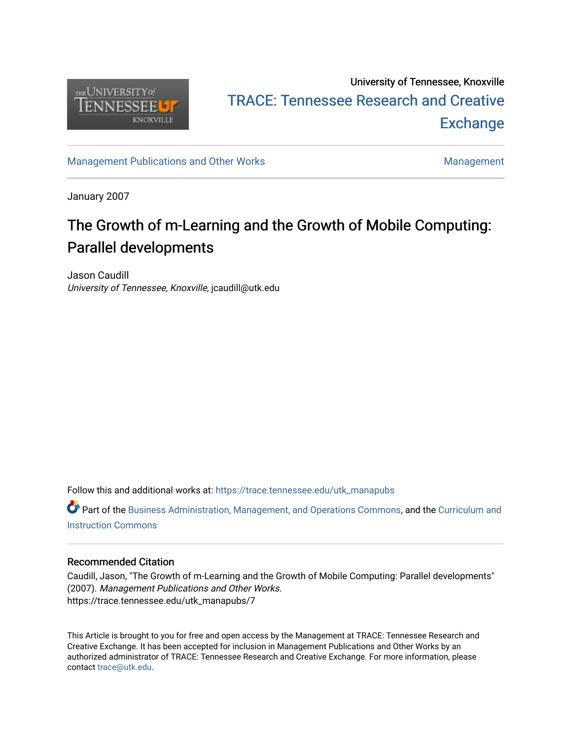University of Tennessee, Knoxville

TRACE: Tennessee Research and Creative Exchange

Management Publications and Other Works

Management

January 2007

# The Growth of m-Learning and the Growth of Mobile Computing: Parallel developments

Jason Caudill
*University of Tennessee, Knoxville*, jcaudill@utk.edu

Follow this and additional works at: https://trace.tennessee.edu/utk_manapubs

Part of the Business Administration, Management, and Operations Commons, and the Curriculum and Instruction Commons

## Recommended Citation

Caudill, Jason, "The Growth of m-Learning and the Growth of Mobile Computing: Parallel developments" (2007). *Management Publications and Other Works.*
https://trace.tennessee.edu/utk_manapubs/7

This Article is brought to you for free and open access by the Management at TRACE: Tennessee Research and Creative Exchange. It has been accepted for inclusion in Management Publications and Other Works by an authorized administrator of TRACE: Tennessee Research and Creative Exchange. For more information, please contact trace@utk.edu.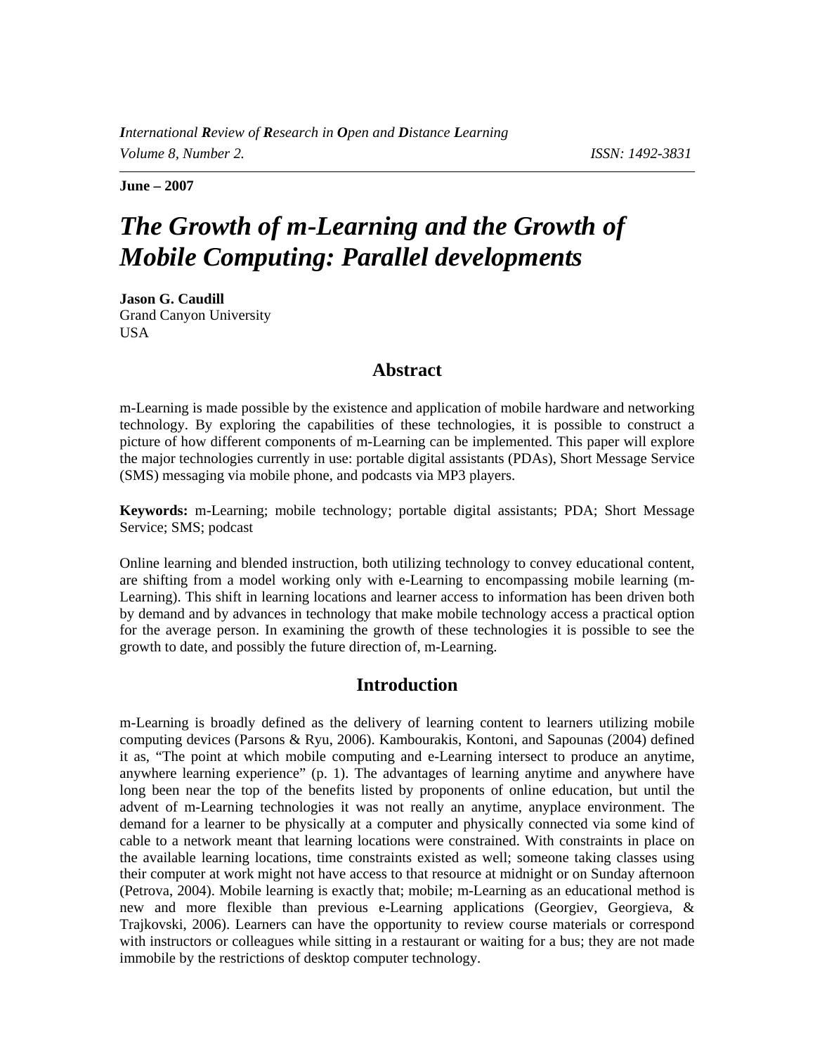*International Review of Research in Open and Distance Learning*
*Volume 8, Number 2.* *ISSN: 1492-3831*

**June – 2007**

# *The Growth of m-Learning and the Growth of Mobile Computing: Parallel developments*

**Jason G. Caudill**
Grand Canyon University
USA

## Abstract

m-Learning is made possible by the existence and application of mobile hardware and networking technology. By exploring the capabilities of these technologies, it is possible to construct a picture of how different components of m-Learning can be implemented. This paper will explore the major technologies currently in use: portable digital assistants (PDAs), Short Message Service (SMS) messaging via mobile phone, and podcasts via MP3 players.

**Keywords:** m-Learning; mobile technology; portable digital assistants; PDA; Short Message Service; SMS; podcast

Online learning and blended instruction, both utilizing technology to convey educational content, are shifting from a model working only with e-Learning to encompassing mobile learning (m-Learning). This shift in learning locations and learner access to information has been driven both by demand and by advances in technology that make mobile technology access a practical option for the average person. In examining the growth of these technologies it is possible to see the growth to date, and possibly the future direction of, m-Learning.

## Introduction

m-Learning is broadly defined as the delivery of learning content to learners utilizing mobile computing devices (Parsons & Ryu, 2006). Kambourakis, Kontoni, and Sapounas (2004) defined it as, "The point at which mobile computing and e-Learning intersect to produce an anytime, anywhere learning experience" (p. 1). The advantages of learning anytime and anywhere have long been near the top of the benefits listed by proponents of online education, but until the advent of m-Learning technologies it was not really an anytime, anyplace environment. The demand for a learner to be physically at a computer and physically connected via some kind of cable to a network meant that learning locations were constrained. With constraints in place on the available learning locations, time constraints existed as well; someone taking classes using their computer at work might not have access to that resource at midnight or on Sunday afternoon (Petrova, 2004). Mobile learning is exactly that; mobile; m-Learning as an educational method is new and more flexible than previous e-Learning applications (Georgiev, Georgieva, & Trajkovski, 2006). Learners can have the opportunity to review course materials or correspond with instructors or colleagues while sitting in a restaurant or waiting for a bus; they are not made immobile by the restrictions of desktop computer technology.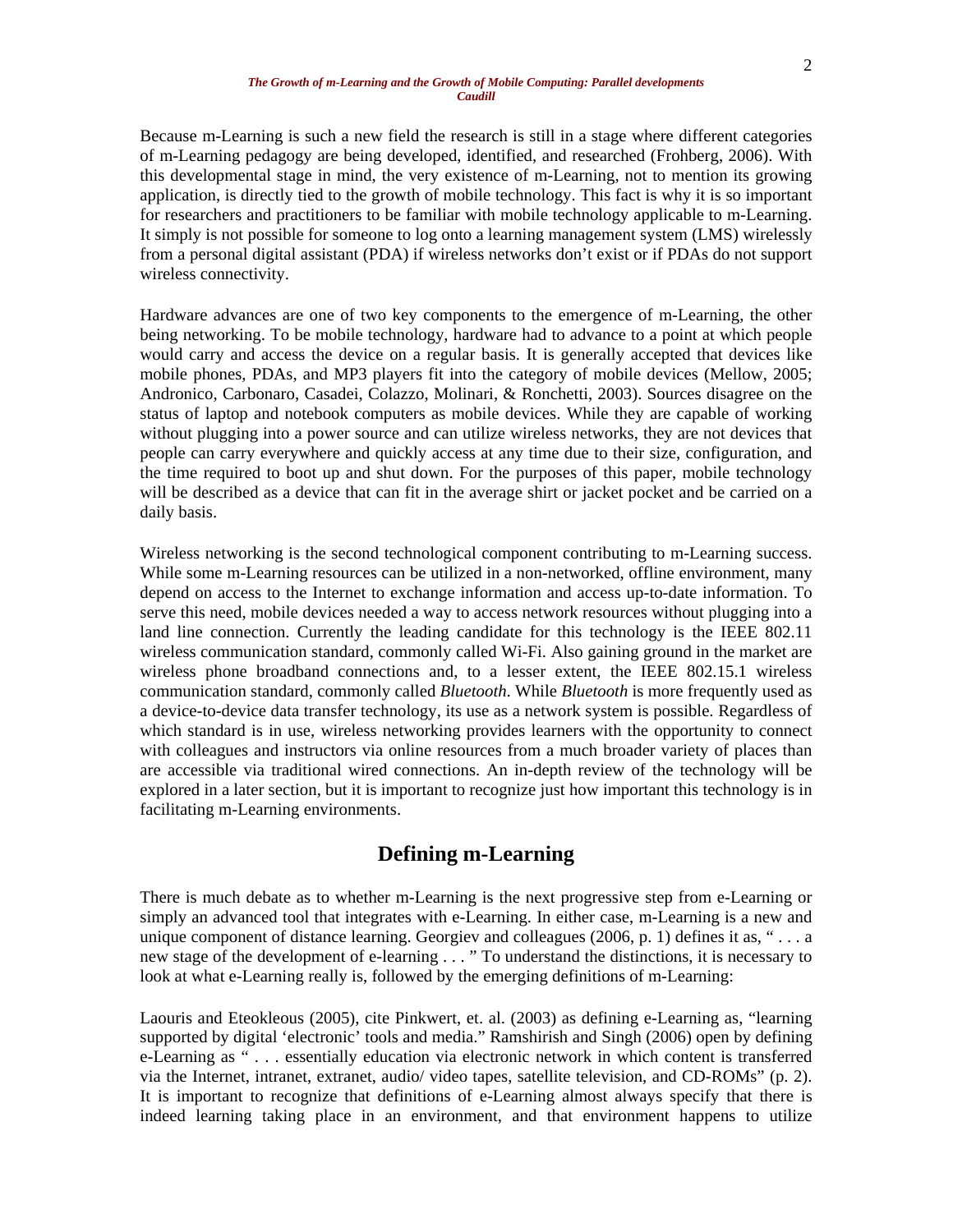Because m-Learning is such a new field the research is still in a stage where different categories of m-Learning pedagogy are being developed, identified, and researched (Frohberg, 2006). With this developmental stage in mind, the very existence of m-Learning, not to mention its growing application, is directly tied to the growth of mobile technology. This fact is why it is so important for researchers and practitioners to be familiar with mobile technology applicable to m-Learning. It simply is not possible for someone to log onto a learning management system (LMS) wirelessly from a personal digital assistant (PDA) if wireless networks don't exist or if PDAs do not support wireless connectivity.

Hardware advances are one of two key components to the emergence of m-Learning, the other being networking. To be mobile technology, hardware had to advance to a point at which people would carry and access the device on a regular basis. It is generally accepted that devices like mobile phones, PDAs, and MP3 players fit into the category of mobile devices (Mellow, 2005; Andronico, Carbonaro, Casadei, Colazzo, Molinari, & Ronchetti, 2003). Sources disagree on the status of laptop and notebook computers as mobile devices. While they are capable of working without plugging into a power source and can utilize wireless networks, they are not devices that people can carry everywhere and quickly access at any time due to their size, configuration, and the time required to boot up and shut down. For the purposes of this paper, mobile technology will be described as a device that can fit in the average shirt or jacket pocket and be carried on a daily basis.

Wireless networking is the second technological component contributing to m-Learning success. While some m-Learning resources can be utilized in a non-networked, offline environment, many depend on access to the Internet to exchange information and access up-to-date information. To serve this need, mobile devices needed a way to access network resources without plugging into a land line connection. Currently the leading candidate for this technology is the IEEE 802.11 wireless communication standard, commonly called Wi-Fi. Also gaining ground in the market are wireless phone broadband connections and, to a lesser extent, the IEEE 802.15.1 wireless communication standard, commonly called *Bluetooth*. While *Bluetooth* is more frequently used as a device-to-device data transfer technology, its use as a network system is possible. Regardless of which standard is in use, wireless networking provides learners with the opportunity to connect with colleagues and instructors via online resources from a much broader variety of places than are accessible via traditional wired connections. An in-depth review of the technology will be explored in a later section, but it is important to recognize just how important this technology is in facilitating m-Learning environments.

## Defining m-Learning

There is much debate as to whether m-Learning is the next progressive step from e-Learning or simply an advanced tool that integrates with e-Learning. In either case, m-Learning is a new and unique component of distance learning. Georgiev and colleagues (2006, p. 1) defines it as, " . . . a new stage of the development of e-learning . . . " To understand the distinctions, it is necessary to look at what e-Learning really is, followed by the emerging definitions of m-Learning:

Laouris and Eteokleous (2005), cite Pinkwert, et. al. (2003) as defining e-Learning as, "learning supported by digital 'electronic' tools and media." Ramshirish and Singh (2006) open by defining e-Learning as " . . . essentially education via electronic network in which content is transferred via the Internet, intranet, extranet, audio/ video tapes, satellite television, and CD-ROMs" (p. 2). It is important to recognize that definitions of e-Learning almost always specify that there is indeed learning taking place in an environment, and that environment happens to utilize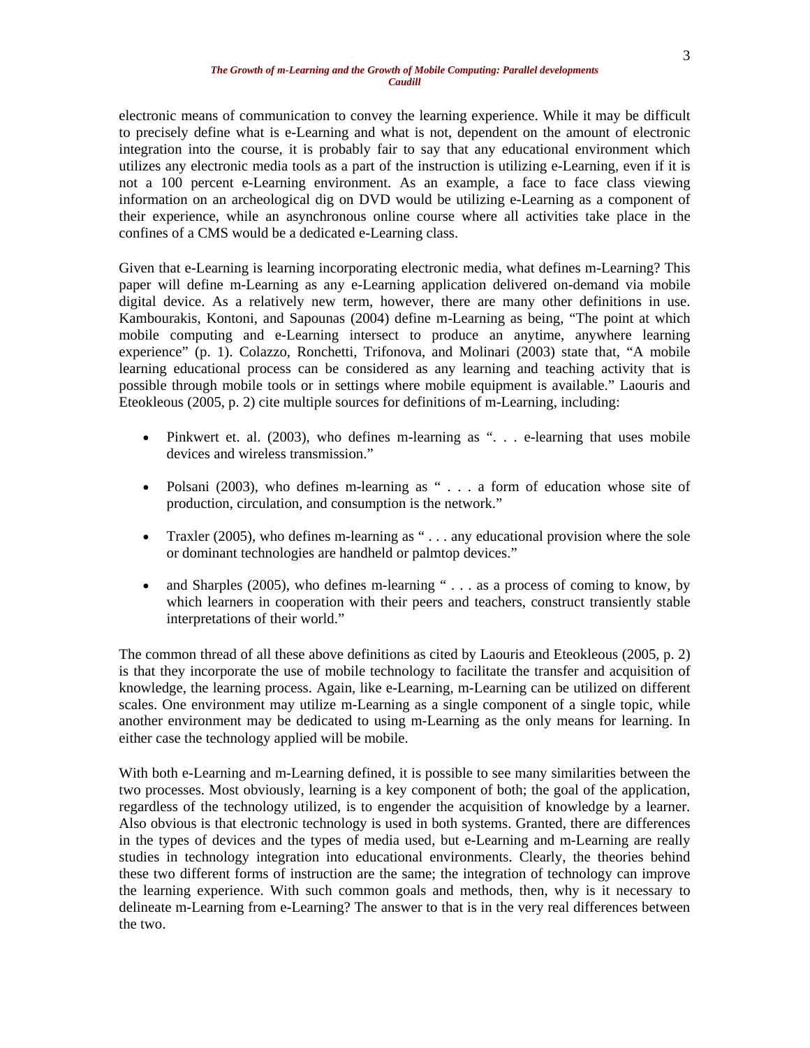electronic means of communication to convey the learning experience. While it may be difficult to precisely define what is e-Learning and what is not, dependent on the amount of electronic integration into the course, it is probably fair to say that any educational environment which utilizes any electronic media tools as a part of the instruction is utilizing e-Learning, even if it is not a 100 percent e-Learning environment. As an example, a face to face class viewing information on an archeological dig on DVD would be utilizing e-Learning as a component of their experience, while an asynchronous online course where all activities take place in the confines of a CMS would be a dedicated e-Learning class.

Given that e-Learning is learning incorporating electronic media, what defines m-Learning? This paper will define m-Learning as any e-Learning application delivered on-demand via mobile digital device. As a relatively new term, however, there are many other definitions in use. Kambourakis, Kontoni, and Sapounas (2004) define m-Learning as being, "The point at which mobile computing and e-Learning intersect to produce an anytime, anywhere learning experience" (p. 1). Colazzo, Ronchetti, Trifonova, and Molinari (2003) state that, "A mobile learning educational process can be considered as any learning and teaching activity that is possible through mobile tools or in settings where mobile equipment is available." Laouris and Eteokleous (2005, p. 2) cite multiple sources for definitions of m-Learning, including:

- Pinkwert et. al. (2003), who defines m-learning as ". . . e-learning that uses mobile devices and wireless transmission."
- Polsani (2003), who defines m-learning as " . . . a form of education whose site of production, circulation, and consumption is the network."
- Traxler (2005), who defines m-learning as " . . . any educational provision where the sole or dominant technologies are handheld or palmtop devices."
- and Sharples (2005), who defines m-learning " . . . as a process of coming to know, by which learners in cooperation with their peers and teachers, construct transiently stable interpretations of their world."

The common thread of all these above definitions as cited by Laouris and Eteokleous (2005, p. 2) is that they incorporate the use of mobile technology to facilitate the transfer and acquisition of knowledge, the learning process. Again, like e-Learning, m-Learning can be utilized on different scales. One environment may utilize m-Learning as a single component of a single topic, while another environment may be dedicated to using m-Learning as the only means for learning. In either case the technology applied will be mobile.

With both e-Learning and m-Learning defined, it is possible to see many similarities between the two processes. Most obviously, learning is a key component of both; the goal of the application, regardless of the technology utilized, is to engender the acquisition of knowledge by a learner. Also obvious is that electronic technology is used in both systems. Granted, there are differences in the types of devices and the types of media used, but e-Learning and m-Learning are really studies in technology integration into educational environments. Clearly, the theories behind these two different forms of instruction are the same; the integration of technology can improve the learning experience. With such common goals and methods, then, why is it necessary to delineate m-Learning from e-Learning? The answer to that is in the very real differences between the two.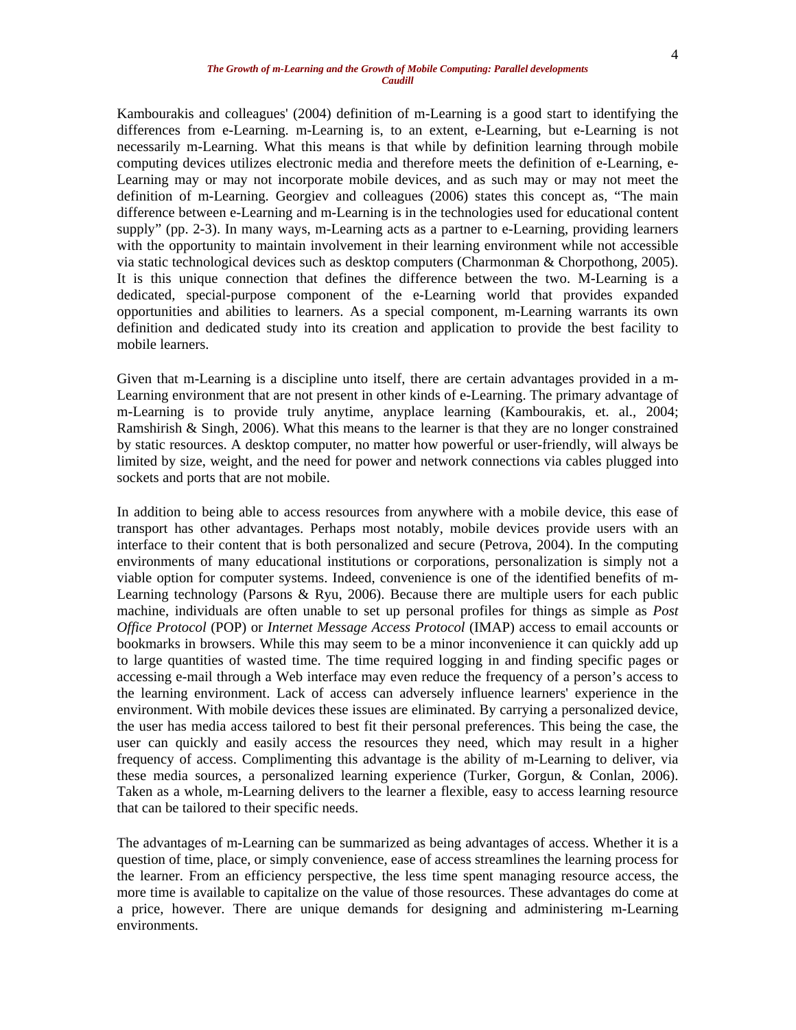Kambourakis and colleagues' (2004) definition of m-Learning is a good start to identifying the differences from e-Learning. m-Learning is, to an extent, e-Learning, but e-Learning is not necessarily m-Learning. What this means is that while by definition learning through mobile computing devices utilizes electronic media and therefore meets the definition of e-Learning, e-Learning may or may not incorporate mobile devices, and as such may or may not meet the definition of m-Learning. Georgiev and colleagues (2006) states this concept as, “The main difference between e-Learning and m-Learning is in the technologies used for educational content supply” (pp. 2-3). In many ways, m-Learning acts as a partner to e-Learning, providing learners with the opportunity to maintain involvement in their learning environment while not accessible via static technological devices such as desktop computers (Charmonman & Chorpothong, 2005). It is this unique connection that defines the difference between the two. M-Learning is a dedicated, special-purpose component of the e-Learning world that provides expanded opportunities and abilities to learners. As a special component, m-Learning warrants its own definition and dedicated study into its creation and application to provide the best facility to mobile learners.

Given that m-Learning is a discipline unto itself, there are certain advantages provided in a m-Learning environment that are not present in other kinds of e-Learning. The primary advantage of m-Learning is to provide truly anytime, anyplace learning (Kambourakis, et. al., 2004; Ramshirish & Singh, 2006). What this means to the learner is that they are no longer constrained by static resources. A desktop computer, no matter how powerful or user-friendly, will always be limited by size, weight, and the need for power and network connections via cables plugged into sockets and ports that are not mobile.

In addition to being able to access resources from anywhere with a mobile device, this ease of transport has other advantages. Perhaps most notably, mobile devices provide users with an interface to their content that is both personalized and secure (Petrova, 2004). In the computing environments of many educational institutions or corporations, personalization is simply not a viable option for computer systems. Indeed, convenience is one of the identified benefits of m-Learning technology (Parsons & Ryu, 2006). Because there are multiple users for each public machine, individuals are often unable to set up personal profiles for things as simple as *Post Office Protocol* (POP) or *Internet Message Access Protocol* (IMAP) access to email accounts or bookmarks in browsers. While this may seem to be a minor inconvenience it can quickly add up to large quantities of wasted time. The time required logging in and finding specific pages or accessing e-mail through a Web interface may even reduce the frequency of a person’s access to the learning environment. Lack of access can adversely influence learners' experience in the environment. With mobile devices these issues are eliminated. By carrying a personalized device, the user has media access tailored to best fit their personal preferences. This being the case, the user can quickly and easily access the resources they need, which may result in a higher frequency of access. Complimenting this advantage is the ability of m-Learning to deliver, via these media sources, a personalized learning experience (Turker, Gorgun, & Conlan, 2006). Taken as a whole, m-Learning delivers to the learner a flexible, easy to access learning resource that can be tailored to their specific needs.

The advantages of m-Learning can be summarized as being advantages of access. Whether it is a question of time, place, or simply convenience, ease of access streamlines the learning process for the learner. From an efficiency perspective, the less time spent managing resource access, the more time is available to capitalize on the value of those resources. These advantages do come at a price, however. There are unique demands for designing and administering m-Learning environments.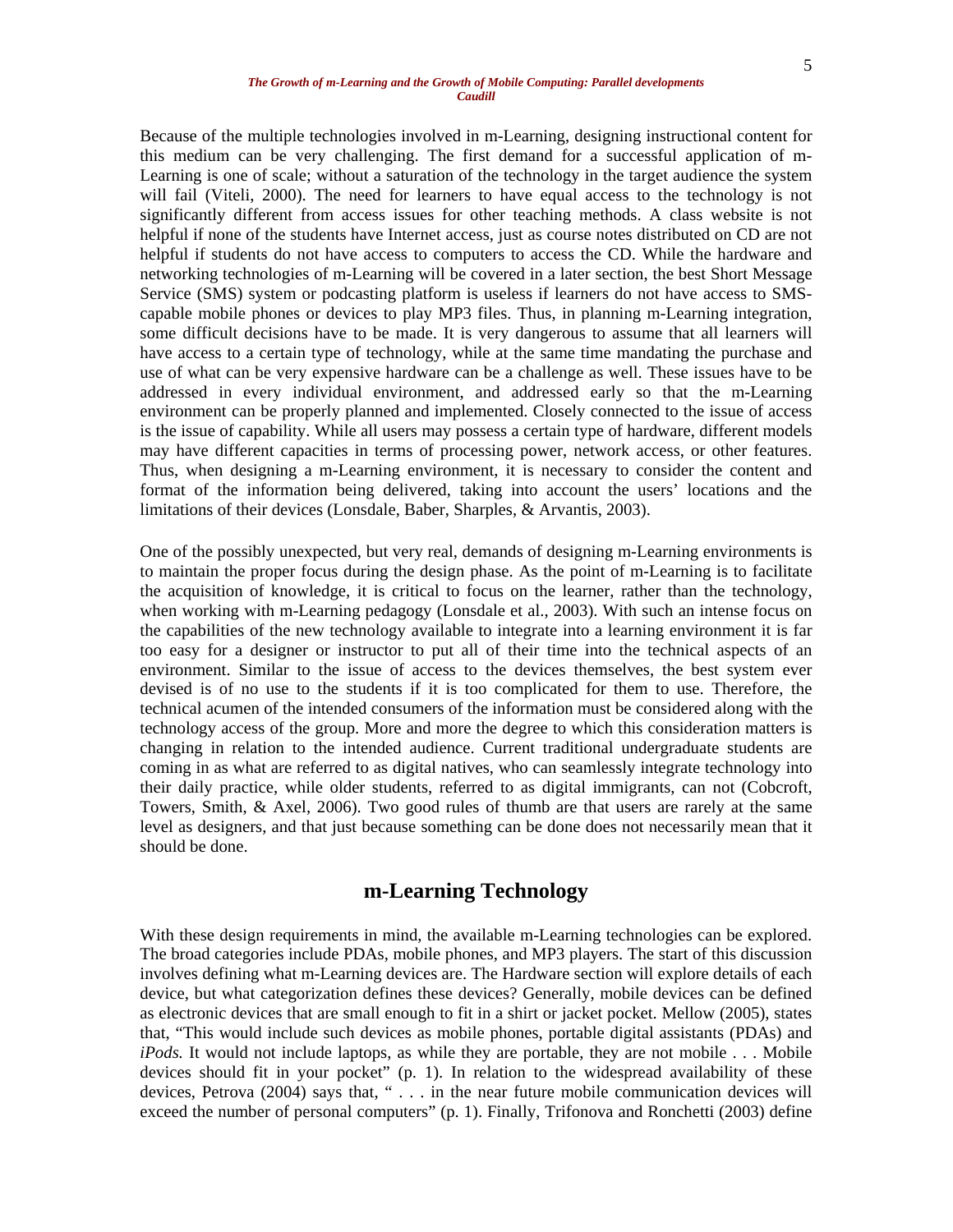Because of the multiple technologies involved in m-Learning, designing instructional content for this medium can be very challenging. The first demand for a successful application of m-Learning is one of scale; without a saturation of the technology in the target audience the system will fail (Viteli, 2000). The need for learners to have equal access to the technology is not significantly different from access issues for other teaching methods. A class website is not helpful if none of the students have Internet access, just as course notes distributed on CD are not helpful if students do not have access to computers to access the CD. While the hardware and networking technologies of m-Learning will be covered in a later section, the best Short Message Service (SMS) system or podcasting platform is useless if learners do not have access to SMS-capable mobile phones or devices to play MP3 files. Thus, in planning m-Learning integration, some difficult decisions have to be made. It is very dangerous to assume that all learners will have access to a certain type of technology, while at the same time mandating the purchase and use of what can be very expensive hardware can be a challenge as well. These issues have to be addressed in every individual environment, and addressed early so that the m-Learning environment can be properly planned and implemented. Closely connected to the issue of access is the issue of capability. While all users may possess a certain type of hardware, different models may have different capacities in terms of processing power, network access, or other features. Thus, when designing a m-Learning environment, it is necessary to consider the content and format of the information being delivered, taking into account the users' locations and the limitations of their devices (Lonsdale, Baber, Sharples, & Arvantis, 2003).

One of the possibly unexpected, but very real, demands of designing m-Learning environments is to maintain the proper focus during the design phase. As the point of m-Learning is to facilitate the acquisition of knowledge, it is critical to focus on the learner, rather than the technology, when working with m-Learning pedagogy (Lonsdale et al., 2003). With such an intense focus on the capabilities of the new technology available to integrate into a learning environment it is far too easy for a designer or instructor to put all of their time into the technical aspects of an environment. Similar to the issue of access to the devices themselves, the best system ever devised is of no use to the students if it is too complicated for them to use. Therefore, the technical acumen of the intended consumers of the information must be considered along with the technology access of the group. More and more the degree to which this consideration matters is changing in relation to the intended audience. Current traditional undergraduate students are coming in as what are referred to as digital natives, who can seamlessly integrate technology into their daily practice, while older students, referred to as digital immigrants, can not (Cobcroft, Towers, Smith, & Axel, 2006). Two good rules of thumb are that users are rarely at the same level as designers, and that just because something can be done does not necessarily mean that it should be done.

## m-Learning Technology

With these design requirements in mind, the available m-Learning technologies can be explored. The broad categories include PDAs, mobile phones, and MP3 players. The start of this discussion involves defining what m-Learning devices are. The Hardware section will explore details of each device, but what categorization defines these devices? Generally, mobile devices can be defined as electronic devices that are small enough to fit in a shirt or jacket pocket. Mellow (2005), states that, "This would include such devices as mobile phones, portable digital assistants (PDAs) and *iPods.* It would not include laptops, as while they are portable, they are not mobile . . . Mobile devices should fit in your pocket" (p. 1). In relation to the widespread availability of these devices, Petrova (2004) says that, " . . . in the near future mobile communication devices will exceed the number of personal computers" (p. 1). Finally, Trifonova and Ronchetti (2003) define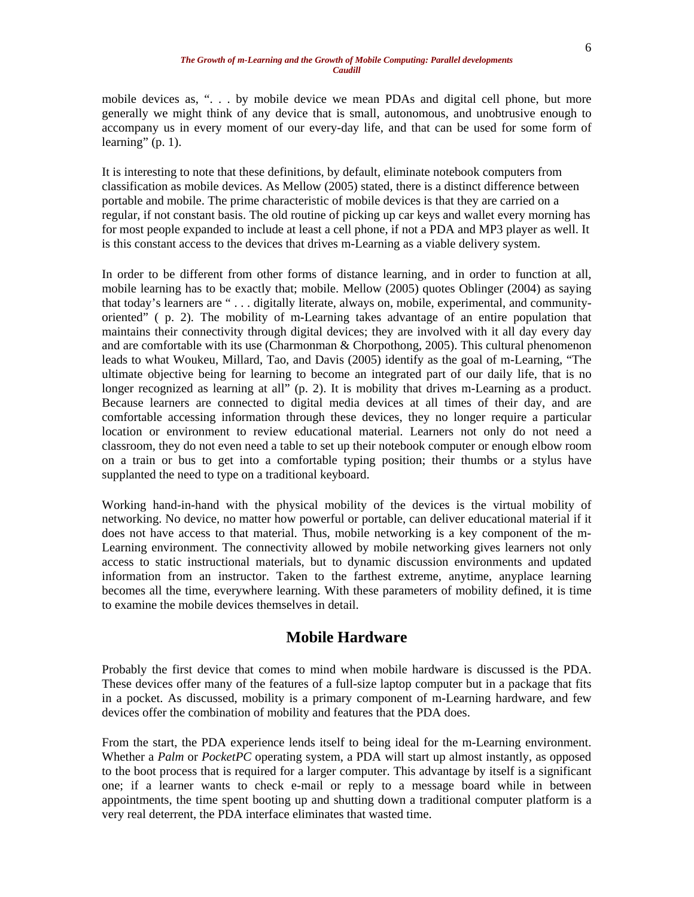mobile devices as, ". . . by mobile device we mean PDAs and digital cell phone, but more generally we might think of any device that is small, autonomous, and unobtrusive enough to accompany us in every moment of our every-day life, and that can be used for some form of learning" (p. 1).

It is interesting to note that these definitions, by default, eliminate notebook computers from classification as mobile devices. As Mellow (2005) stated, there is a distinct difference between portable and mobile. The prime characteristic of mobile devices is that they are carried on a regular, if not constant basis. The old routine of picking up car keys and wallet every morning has for most people expanded to include at least a cell phone, if not a PDA and MP3 player as well. It is this constant access to the devices that drives m-Learning as a viable delivery system.

In order to be different from other forms of distance learning, and in order to function at all, mobile learning has to be exactly that; mobile. Mellow (2005) quotes Oblinger (2004) as saying that today's learners are " . . . digitally literate, always on, mobile, experimental, and community-oriented" ( p. 2). The mobility of m-Learning takes advantage of an entire population that maintains their connectivity through digital devices; they are involved with it all day every day and are comfortable with its use (Charmonman & Chorpothong, 2005). This cultural phenomenon leads to what Woukeu, Millard, Tao, and Davis (2005) identify as the goal of m-Learning, "The ultimate objective being for learning to become an integrated part of our daily life, that is no longer recognized as learning at all" (p. 2). It is mobility that drives m-Learning as a product. Because learners are connected to digital media devices at all times of their day, and are comfortable accessing information through these devices, they no longer require a particular location or environment to review educational material. Learners not only do not need a classroom, they do not even need a table to set up their notebook computer or enough elbow room on a train or bus to get into a comfortable typing position; their thumbs or a stylus have supplanted the need to type on a traditional keyboard.

Working hand-in-hand with the physical mobility of the devices is the virtual mobility of networking. No device, no matter how powerful or portable, can deliver educational material if it does not have access to that material. Thus, mobile networking is a key component of the m-Learning environment. The connectivity allowed by mobile networking gives learners not only access to static instructional materials, but to dynamic discussion environments and updated information from an instructor. Taken to the farthest extreme, anytime, anyplace learning becomes all the time, everywhere learning. With these parameters of mobility defined, it is time to examine the mobile devices themselves in detail.

## Mobile Hardware

Probably the first device that comes to mind when mobile hardware is discussed is the PDA. These devices offer many of the features of a full-size laptop computer but in a package that fits in a pocket. As discussed, mobility is a primary component of m-Learning hardware, and few devices offer the combination of mobility and features that the PDA does.

From the start, the PDA experience lends itself to being ideal for the m-Learning environment. Whether a *Palm* or *PocketPC* operating system, a PDA will start up almost instantly, as opposed to the boot process that is required for a larger computer. This advantage by itself is a significant one; if a learner wants to check e-mail or reply to a message board while in between appointments, the time spent booting up and shutting down a traditional computer platform is a very real deterrent, the PDA interface eliminates that wasted time.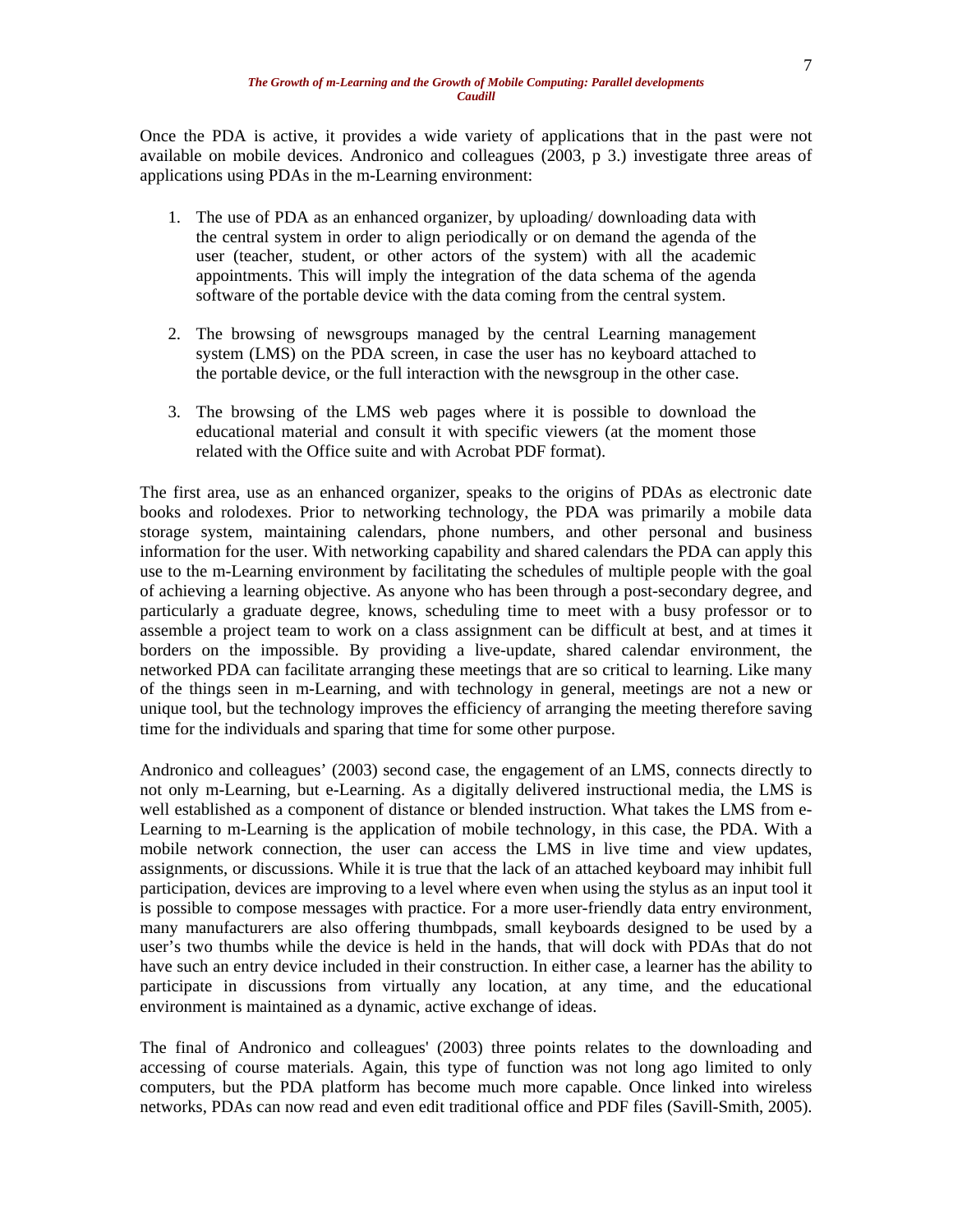Once the PDA is active, it provides a wide variety of applications that in the past were not available on mobile devices. Andronico and colleagues (2003, p 3.) investigate three areas of applications using PDAs in the m-Learning environment:

1. The use of PDA as an enhanced organizer, by uploading/ downloading data with the central system in order to align periodically or on demand the agenda of the user (teacher, student, or other actors of the system) with all the academic appointments. This will imply the integration of the data schema of the agenda software of the portable device with the data coming from the central system.

2. The browsing of newsgroups managed by the central Learning management system (LMS) on the PDA screen, in case the user has no keyboard attached to the portable device, or the full interaction with the newsgroup in the other case.

3. The browsing of the LMS web pages where it is possible to download the educational material and consult it with specific viewers (at the moment those related with the Office suite and with Acrobat PDF format).

The first area, use as an enhanced organizer, speaks to the origins of PDAs as electronic date books and rolodexes. Prior to networking technology, the PDA was primarily a mobile data storage system, maintaining calendars, phone numbers, and other personal and business information for the user. With networking capability and shared calendars the PDA can apply this use to the m-Learning environment by facilitating the schedules of multiple people with the goal of achieving a learning objective. As anyone who has been through a post-secondary degree, and particularly a graduate degree, knows, scheduling time to meet with a busy professor or to assemble a project team to work on a class assignment can be difficult at best, and at times it borders on the impossible. By providing a live-update, shared calendar environment, the networked PDA can facilitate arranging these meetings that are so critical to learning. Like many of the things seen in m-Learning, and with technology in general, meetings are not a new or unique tool, but the technology improves the efficiency of arranging the meeting therefore saving time for the individuals and sparing that time for some other purpose.

Andronico and colleagues' (2003) second case, the engagement of an LMS, connects directly to not only m-Learning, but e-Learning. As a digitally delivered instructional media, the LMS is well established as a component of distance or blended instruction. What takes the LMS from e-Learning to m-Learning is the application of mobile technology, in this case, the PDA. With a mobile network connection, the user can access the LMS in live time and view updates, assignments, or discussions. While it is true that the lack of an attached keyboard may inhibit full participation, devices are improving to a level where even when using the stylus as an input tool it is possible to compose messages with practice. For a more user-friendly data entry environment, many manufacturers are also offering thumbpads, small keyboards designed to be used by a user's two thumbs while the device is held in the hands, that will dock with PDAs that do not have such an entry device included in their construction. In either case, a learner has the ability to participate in discussions from virtually any location, at any time, and the educational environment is maintained as a dynamic, active exchange of ideas.

The final of Andronico and colleagues' (2003) three points relates to the downloading and accessing of course materials. Again, this type of function was not long ago limited to only computers, but the PDA platform has become much more capable. Once linked into wireless networks, PDAs can now read and even edit traditional office and PDF files (Savill-Smith, 2005).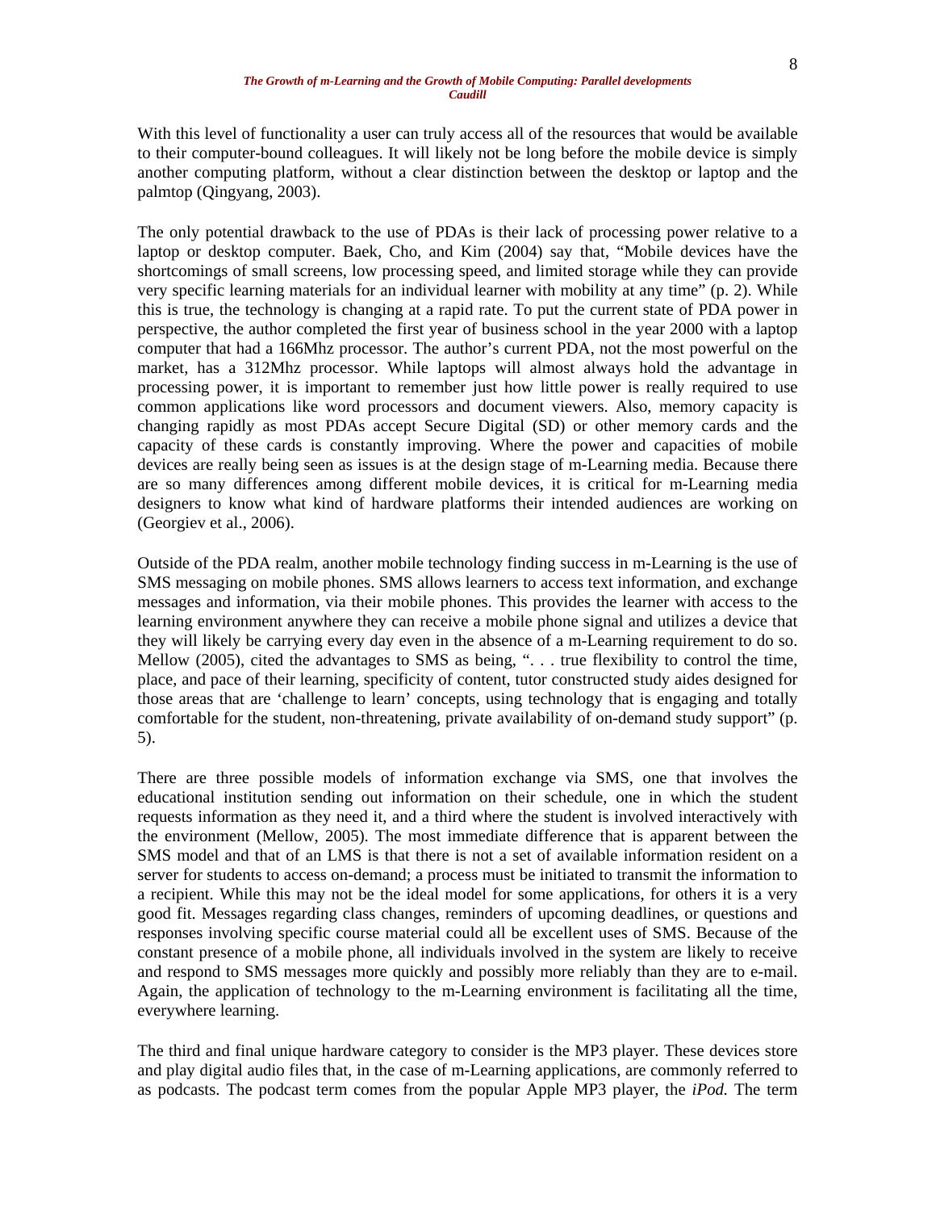With this level of functionality a user can truly access all of the resources that would be available to their computer-bound colleagues. It will likely not be long before the mobile device is simply another computing platform, without a clear distinction between the desktop or laptop and the palmtop (Qingyang, 2003).

The only potential drawback to the use of PDAs is their lack of processing power relative to a laptop or desktop computer. Baek, Cho, and Kim (2004) say that, "Mobile devices have the shortcomings of small screens, low processing speed, and limited storage while they can provide very specific learning materials for an individual learner with mobility at any time" (p. 2). While this is true, the technology is changing at a rapid rate. To put the current state of PDA power in perspective, the author completed the first year of business school in the year 2000 with a laptop computer that had a 166Mhz processor. The author's current PDA, not the most powerful on the market, has a 312Mhz processor. While laptops will almost always hold the advantage in processing power, it is important to remember just how little power is really required to use common applications like word processors and document viewers. Also, memory capacity is changing rapidly as most PDAs accept Secure Digital (SD) or other memory cards and the capacity of these cards is constantly improving. Where the power and capacities of mobile devices are really being seen as issues is at the design stage of m-Learning media. Because there are so many differences among different mobile devices, it is critical for m-Learning media designers to know what kind of hardware platforms their intended audiences are working on (Georgiev et al., 2006).

Outside of the PDA realm, another mobile technology finding success in m-Learning is the use of SMS messaging on mobile phones. SMS allows learners to access text information, and exchange messages and information, via their mobile phones. This provides the learner with access to the learning environment anywhere they can receive a mobile phone signal and utilizes a device that they will likely be carrying every day even in the absence of a m-Learning requirement to do so. Mellow (2005), cited the advantages to SMS as being, ". . . true flexibility to control the time, place, and pace of their learning, specificity of content, tutor constructed study aides designed for those areas that are 'challenge to learn' concepts, using technology that is engaging and totally comfortable for the student, non-threatening, private availability of on-demand study support" (p. 5).

There are three possible models of information exchange via SMS, one that involves the educational institution sending out information on their schedule, one in which the student requests information as they need it, and a third where the student is involved interactively with the environment (Mellow, 2005). The most immediate difference that is apparent between the SMS model and that of an LMS is that there is not a set of available information resident on a server for students to access on-demand; a process must be initiated to transmit the information to a recipient. While this may not be the ideal model for some applications, for others it is a very good fit. Messages regarding class changes, reminders of upcoming deadlines, or questions and responses involving specific course material could all be excellent uses of SMS. Because of the constant presence of a mobile phone, all individuals involved in the system are likely to receive and respond to SMS messages more quickly and possibly more reliably than they are to e-mail. Again, the application of technology to the m-Learning environment is facilitating all the time, everywhere learning.

The third and final unique hardware category to consider is the MP3 player. These devices store and play digital audio files that, in the case of m-Learning applications, are commonly referred to as podcasts. The podcast term comes from the popular Apple MP3 player, the *iPod.* The term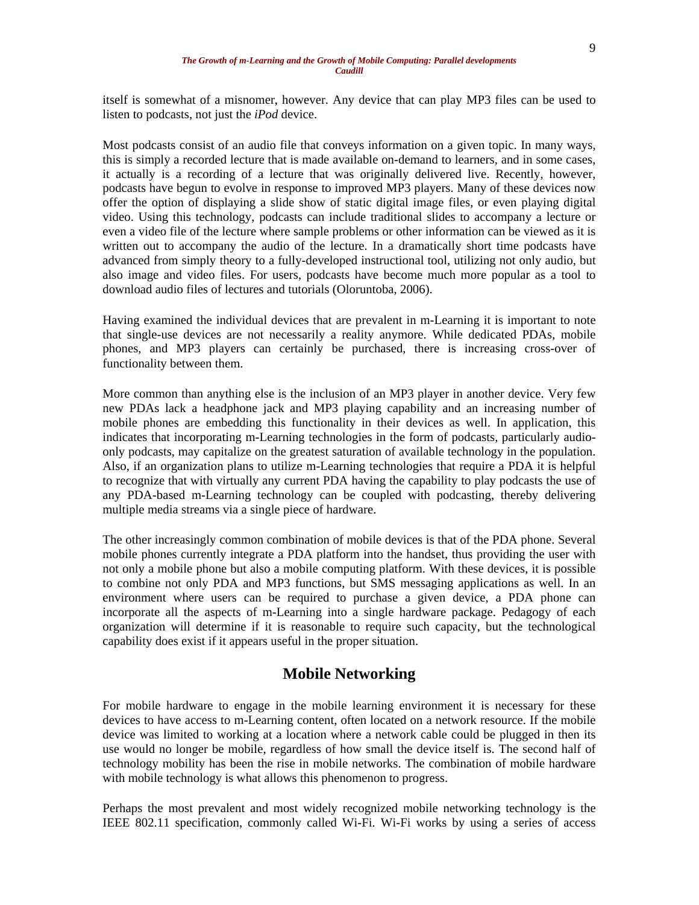itself is somewhat of a misnomer, however. Any device that can play MP3 files can be used to listen to podcasts, not just the *iPod* device.

Most podcasts consist of an audio file that conveys information on a given topic. In many ways, this is simply a recorded lecture that is made available on-demand to learners, and in some cases, it actually is a recording of a lecture that was originally delivered live. Recently, however, podcasts have begun to evolve in response to improved MP3 players. Many of these devices now offer the option of displaying a slide show of static digital image files, or even playing digital video. Using this technology, podcasts can include traditional slides to accompany a lecture or even a video file of the lecture where sample problems or other information can be viewed as it is written out to accompany the audio of the lecture. In a dramatically short time podcasts have advanced from simply theory to a fully-developed instructional tool, utilizing not only audio, but also image and video files. For users, podcasts have become much more popular as a tool to download audio files of lectures and tutorials (Oloruntoba, 2006).

Having examined the individual devices that are prevalent in m-Learning it is important to note that single-use devices are not necessarily a reality anymore. While dedicated PDAs, mobile phones, and MP3 players can certainly be purchased, there is increasing cross-over of functionality between them.

More common than anything else is the inclusion of an MP3 player in another device. Very few new PDAs lack a headphone jack and MP3 playing capability and an increasing number of mobile phones are embedding this functionality in their devices as well. In application, this indicates that incorporating m-Learning technologies in the form of podcasts, particularly audio-only podcasts, may capitalize on the greatest saturation of available technology in the population. Also, if an organization plans to utilize m-Learning technologies that require a PDA it is helpful to recognize that with virtually any current PDA having the capability to play podcasts the use of any PDA-based m-Learning technology can be coupled with podcasting, thereby delivering multiple media streams via a single piece of hardware.

The other increasingly common combination of mobile devices is that of the PDA phone. Several mobile phones currently integrate a PDA platform into the handset, thus providing the user with not only a mobile phone but also a mobile computing platform. With these devices, it is possible to combine not only PDA and MP3 functions, but SMS messaging applications as well. In an environment where users can be required to purchase a given device, a PDA phone can incorporate all the aspects of m-Learning into a single hardware package. Pedagogy of each organization will determine if it is reasonable to require such capacity, but the technological capability does exist if it appears useful in the proper situation.

## Mobile Networking

For mobile hardware to engage in the mobile learning environment it is necessary for these devices to have access to m-Learning content, often located on a network resource. If the mobile device was limited to working at a location where a network cable could be plugged in then its use would no longer be mobile, regardless of how small the device itself is. The second half of technology mobility has been the rise in mobile networks. The combination of mobile hardware with mobile technology is what allows this phenomenon to progress.

Perhaps the most prevalent and most widely recognized mobile networking technology is the IEEE 802.11 specification, commonly called Wi-Fi. Wi-Fi works by using a series of access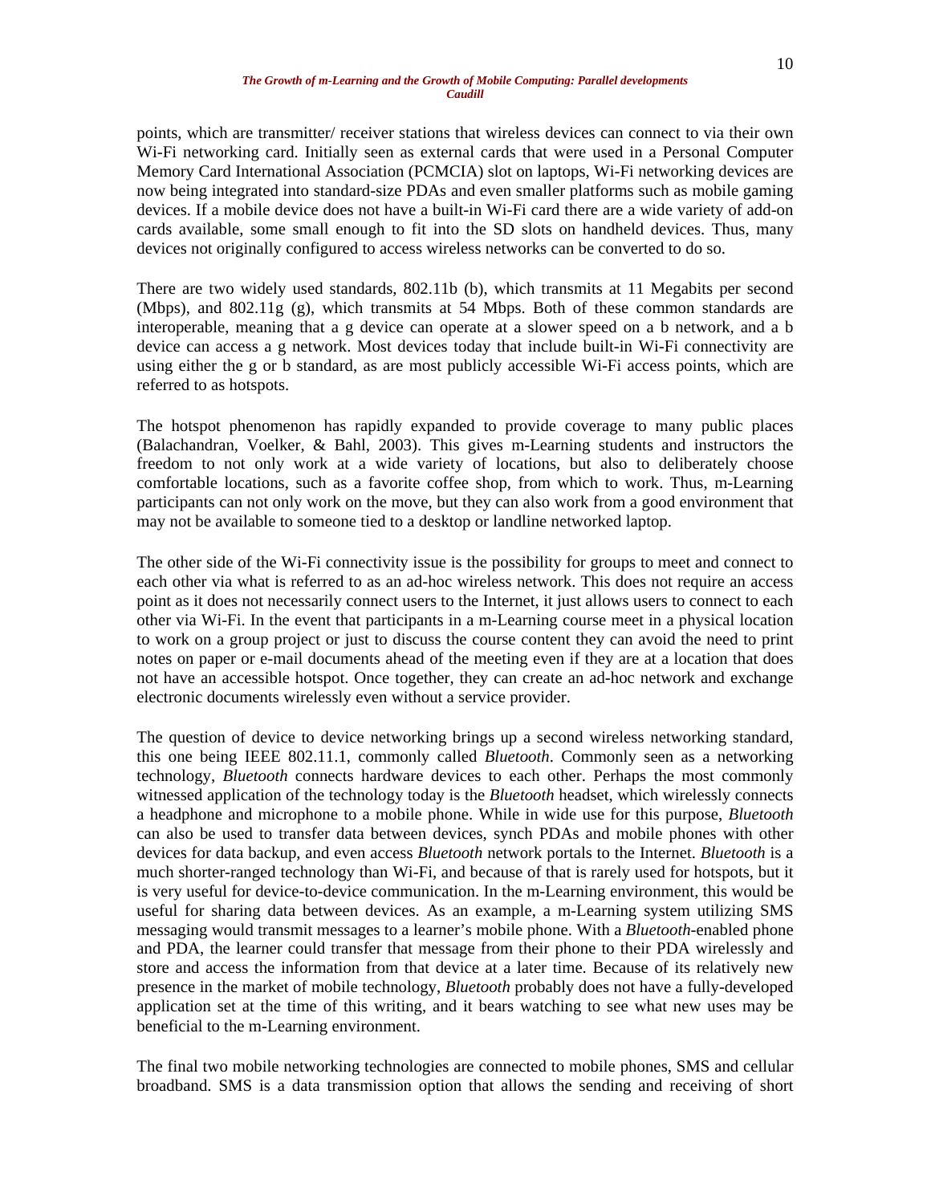points, which are transmitter/ receiver stations that wireless devices can connect to via their own Wi-Fi networking card. Initially seen as external cards that were used in a Personal Computer Memory Card International Association (PCMCIA) slot on laptops, Wi-Fi networking devices are now being integrated into standard-size PDAs and even smaller platforms such as mobile gaming devices. If a mobile device does not have a built-in Wi-Fi card there are a wide variety of add-on cards available, some small enough to fit into the SD slots on handheld devices. Thus, many devices not originally configured to access wireless networks can be converted to do so.

There are two widely used standards, 802.11b (b), which transmits at 11 Megabits per second (Mbps), and 802.11g (g), which transmits at 54 Mbps. Both of these common standards are interoperable, meaning that a g device can operate at a slower speed on a b network, and a b device can access a g network. Most devices today that include built-in Wi-Fi connectivity are using either the g or b standard, as are most publicly accessible Wi-Fi access points, which are referred to as hotspots.

The hotspot phenomenon has rapidly expanded to provide coverage to many public places (Balachandran, Voelker, & Bahl, 2003). This gives m-Learning students and instructors the freedom to not only work at a wide variety of locations, but also to deliberately choose comfortable locations, such as a favorite coffee shop, from which to work. Thus, m-Learning participants can not only work on the move, but they can also work from a good environment that may not be available to someone tied to a desktop or landline networked laptop.

The other side of the Wi-Fi connectivity issue is the possibility for groups to meet and connect to each other via what is referred to as an ad-hoc wireless network. This does not require an access point as it does not necessarily connect users to the Internet, it just allows users to connect to each other via Wi-Fi. In the event that participants in a m-Learning course meet in a physical location to work on a group project or just to discuss the course content they can avoid the need to print notes on paper or e-mail documents ahead of the meeting even if they are at a location that does not have an accessible hotspot. Once together, they can create an ad-hoc network and exchange electronic documents wirelessly even without a service provider.

The question of device to device networking brings up a second wireless networking standard, this one being IEEE 802.11.1, commonly called *Bluetooth*. Commonly seen as a networking technology, *Bluetooth* connects hardware devices to each other. Perhaps the most commonly witnessed application of the technology today is the *Bluetooth* headset, which wirelessly connects a headphone and microphone to a mobile phone. While in wide use for this purpose, *Bluetooth* can also be used to transfer data between devices, synch PDAs and mobile phones with other devices for data backup, and even access *Bluetooth* network portals to the Internet. *Bluetooth* is a much shorter-ranged technology than Wi-Fi, and because of that is rarely used for hotspots, but it is very useful for device-to-device communication. In the m-Learning environment, this would be useful for sharing data between devices. As an example, a m-Learning system utilizing SMS messaging would transmit messages to a learner's mobile phone. With a *Bluetooth*-enabled phone and PDA, the learner could transfer that message from their phone to their PDA wirelessly and store and access the information from that device at a later time. Because of its relatively new presence in the market of mobile technology, *Bluetooth* probably does not have a fully-developed application set at the time of this writing, and it bears watching to see what new uses may be beneficial to the m-Learning environment.

The final two mobile networking technologies are connected to mobile phones, SMS and cellular broadband. SMS is a data transmission option that allows the sending and receiving of short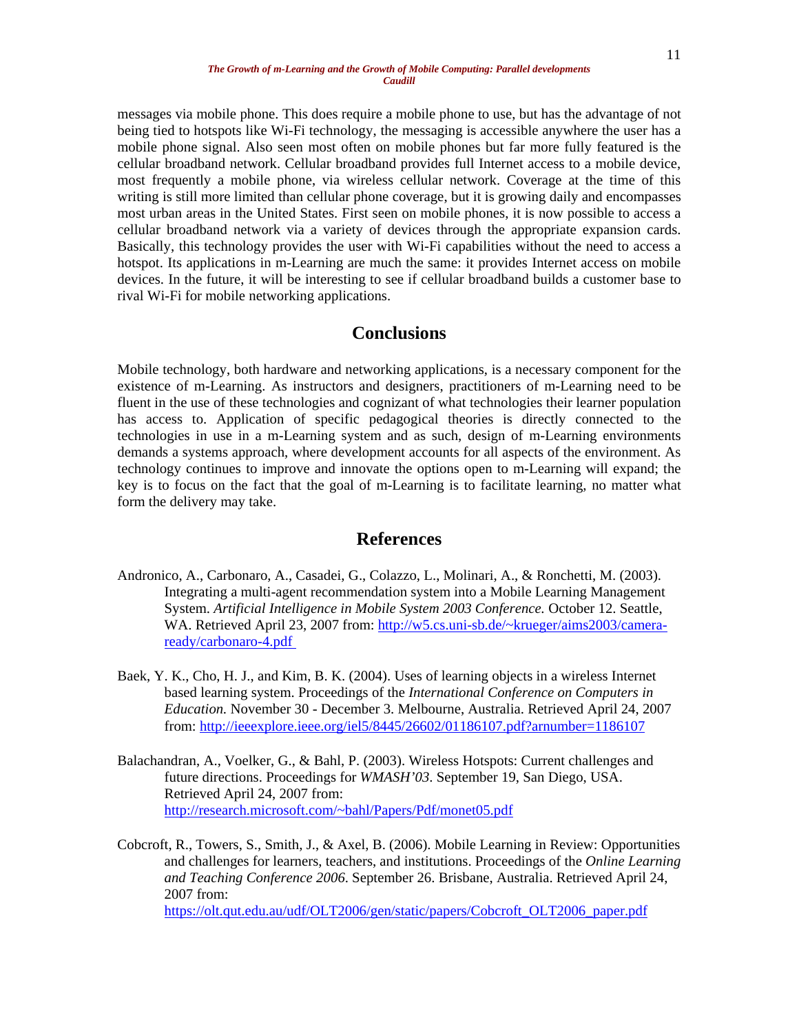messages via mobile phone. This does require a mobile phone to use, but has the advantage of not being tied to hotspots like Wi-Fi technology, the messaging is accessible anywhere the user has a mobile phone signal. Also seen most often on mobile phones but far more fully featured is the cellular broadband network. Cellular broadband provides full Internet access to a mobile device, most frequently a mobile phone, via wireless cellular network. Coverage at the time of this writing is still more limited than cellular phone coverage, but it is growing daily and encompasses most urban areas in the United States. First seen on mobile phones, it is now possible to access a cellular broadband network via a variety of devices through the appropriate expansion cards. Basically, this technology provides the user with Wi-Fi capabilities without the need to access a hotspot. Its applications in m-Learning are much the same: it provides Internet access on mobile devices. In the future, it will be interesting to see if cellular broadband builds a customer base to rival Wi-Fi for mobile networking applications.

## Conclusions

Mobile technology, both hardware and networking applications, is a necessary component for the existence of m-Learning. As instructors and designers, practitioners of m-Learning need to be fluent in the use of these technologies and cognizant of what technologies their learner population has access to. Application of specific pedagogical theories is directly connected to the technologies in use in a m-Learning system and as such, design of m-Learning environments demands a systems approach, where development accounts for all aspects of the environment. As technology continues to improve and innovate the options open to m-Learning will expand; the key is to focus on the fact that the goal of m-Learning is to facilitate learning, no matter what form the delivery may take.

## References

Andronico, A., Carbonaro, A., Casadei, G., Colazzo, L., Molinari, A., & Ronchetti, M. (2003). Integrating a multi-agent recommendation system into a Mobile Learning Management System. *Artificial Intelligence in Mobile System 2003 Conference.* October 12. Seattle, WA. Retrieved April 23, 2007 from: http://w5.cs.uni-sb.de/~krueger/aims2003/camera-ready/carbonaro-4.pdf

Baek, Y. K., Cho, H. J., and Kim, B. K. (2004). Uses of learning objects in a wireless Internet based learning system. Proceedings of the *International Conference on Computers in Education.* November 30 - December 3. Melbourne, Australia. Retrieved April 24, 2007 from: http://ieeexplore.ieee.org/iel5/8445/26602/01186107.pdf?arnumber=1186107

Balachandran, A., Voelker, G., & Bahl, P. (2003). Wireless Hotspots: Current challenges and future directions. Proceedings for *WMASH'03*. September 19, San Diego, USA. Retrieved April 24, 2007 from: http://research.microsoft.com/~bahl/Papers/Pdf/monet05.pdf

Cobcroft, R., Towers, S., Smith, J., & Axel, B. (2006). Mobile Learning in Review: Opportunities and challenges for learners, teachers, and institutions. Proceedings of the *Online Learning and Teaching Conference 2006*. September 26. Brisbane, Australia. Retrieved April 24, 2007 from: https://olt.qut.edu.au/udf/OLT2006/gen/static/papers/Cobcroft_OLT2006_paper.pdf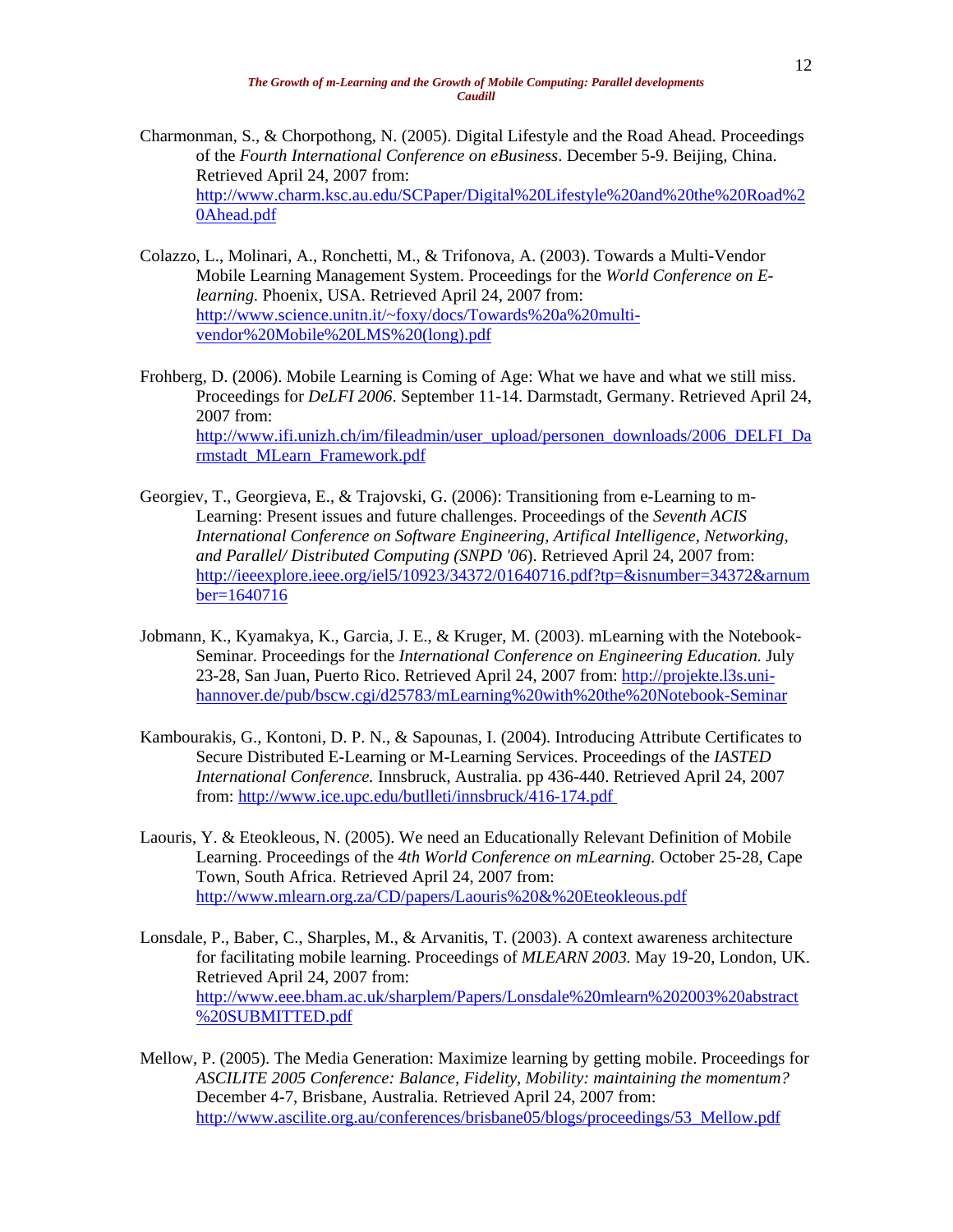Charmonman, S., & Chorpothong, N. (2005). Digital Lifestyle and the Road Ahead. Proceedings of the *Fourth International Conference on eBusiness*. December 5-9. Beijing, China. Retrieved April 24, 2007 from: http://www.charm.ksc.au.edu/SCPaper/Digital%20Lifestyle%20and%20the%20Road%20Ahead.pdf

Colazzo, L., Molinari, A., Ronchetti, M., & Trifonova, A. (2003). Towards a Multi-Vendor Mobile Learning Management System. Proceedings for the *World Conference on E-learning.* Phoenix, USA. Retrieved April 24, 2007 from: http://www.science.unitn.it/~foxy/docs/Towards%20a%20multi-vendor%20Mobile%20LMS%20(long).pdf

Frohberg, D. (2006). Mobile Learning is Coming of Age: What we have and what we still miss. Proceedings for *DeLFI 2006*. September 11-14. Darmstadt, Germany. Retrieved April 24, 2007 from: http://www.ifi.unizh.ch/im/fileadmin/user_upload/personen_downloads/2006_DELFI_Darmstadt_MLearn_Framework.pdf

Georgiev, T., Georgieva, E., & Trajovski, G. (2006): Transitioning from e-Learning to m-Learning: Present issues and future challenges. Proceedings of the *Seventh ACIS International Conference on Software Engineering, Artifical Intelligence, Networking, and Parallel/ Distributed Computing (SNPD '06*). Retrieved April 24, 2007 from: http://ieeexplore.ieee.org/iel5/10923/34372/01640716.pdf?tp=&isnumber=34372&arnumber=1640716

Jobmann, K., Kyamakya, K., Garcia, J. E., & Kruger, M. (2003). mLearning with the Notebook-Seminar. Proceedings for the *International Conference on Engineering Education.* July 23-28, San Juan, Puerto Rico. Retrieved April 24, 2007 from: http://projekte.l3s.uni-hannover.de/pub/bscw.cgi/d25783/mLearning%20with%20the%20Notebook-Seminar

Kambourakis, G., Kontoni, D. P. N., & Sapounas, I. (2004). Introducing Attribute Certificates to Secure Distributed E-Learning or M-Learning Services. Proceedings of the *IASTED International Conference.* Innsbruck, Australia. pp 436-440. Retrieved April 24, 2007 from: http://www.ice.upc.edu/butlleti/innsbruck/416-174.pdf

Laouris, Y. & Eteokleous, N. (2005). We need an Educationally Relevant Definition of Mobile Learning. Proceedings of the *4th World Conference on mLearning.* October 25-28, Cape Town, South Africa. Retrieved April 24, 2007 from: http://www.mlearn.org.za/CD/papers/Laouris%20&%20Eteokleous.pdf

Lonsdale, P., Baber, C., Sharples, M., & Arvanitis, T. (2003). A context awareness architecture for facilitating mobile learning. Proceedings of *MLEARN 2003.* May 19-20, London, UK. Retrieved April 24, 2007 from: http://www.eee.bham.ac.uk/sharplem/Papers/Lonsdale%20mlearn%202003%20abstract%20SUBMITTED.pdf

Mellow, P. (2005). The Media Generation: Maximize learning by getting mobile. Proceedings for *ASCILITE 2005 Conference: Balance, Fidelity, Mobility: maintaining the momentum?* December 4-7, Brisbane, Australia. Retrieved April 24, 2007 from: http://www.ascilite.org.au/conferences/brisbane05/blogs/proceedings/53_Mellow.pdf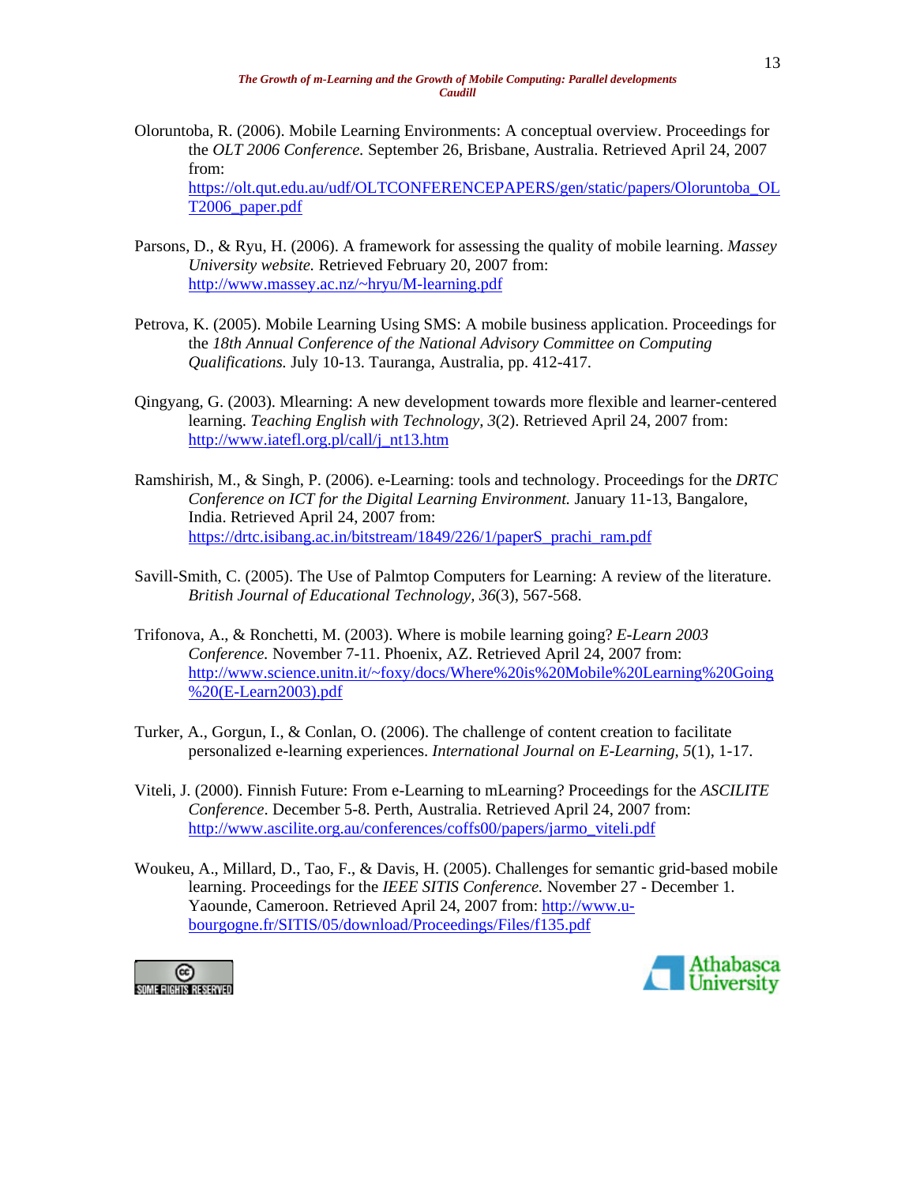Oloruntoba, R. (2006). Mobile Learning Environments: A conceptual overview. Proceedings for the *OLT 2006 Conference.* September 26, Brisbane, Australia. Retrieved April 24, 2007 from: https://olt.qut.edu.au/udf/OLTCONFERENCEPAPERS/gen/static/papers/Oloruntoba_OLT2006_paper.pdf

Parsons, D., & Ryu, H. (2006). A framework for assessing the quality of mobile learning. *Massey University website.* Retrieved February 20, 2007 from: http://www.massey.ac.nz/~hryu/M-learning.pdf

Petrova, K. (2005). Mobile Learning Using SMS: A mobile business application. Proceedings for the *18th Annual Conference of the National Advisory Committee on Computing Qualifications.* July 10-13. Tauranga, Australia, pp. 412-417.

Qingyang, G. (2003). Mlearning: A new development towards more flexible and learner-centered learning. *Teaching English with Technology, 3*(2). Retrieved April 24, 2007 from: http://www.iatefl.org.pl/call/j_nt13.htm

Ramshirish, M., & Singh, P. (2006). e-Learning: tools and technology. Proceedings for the *DRTC Conference on ICT for the Digital Learning Environment.* January 11-13, Bangalore, India. Retrieved April 24, 2007 from: https://drtc.isibang.ac.in/bitstream/1849/226/1/paperS_prachi_ram.pdf

Savill-Smith, C. (2005). The Use of Palmtop Computers for Learning: A review of the literature. *British Journal of Educational Technology, 36*(3), 567-568.

Trifonova, A., & Ronchetti, M. (2003). Where is mobile learning going? *E-Learn 2003 Conference.* November 7-11. Phoenix, AZ. Retrieved April 24, 2007 from: http://www.science.unitn.it/~foxy/docs/Where%20is%20Mobile%20Learning%20Going%20(E-Learn2003).pdf

Turker, A., Gorgun, I., & Conlan, O. (2006). The challenge of content creation to facilitate personalized e-learning experiences. *International Journal on E-Learning, 5*(1), 1-17.

Viteli, J. (2000). Finnish Future: From e-Learning to mLearning? Proceedings for the *ASCILITE Conference*. December 5-8. Perth, Australia. Retrieved April 24, 2007 from: http://www.ascilite.org.au/conferences/coffs00/papers/jarmo_viteli.pdf

Woukeu, A., Millard, D., Tao, F., & Davis, H. (2005). Challenges for semantic grid-based mobile learning. Proceedings for the *IEEE SITIS Conference.* November 27 - December 1. Yaounde, Cameroon. Retrieved April 24, 2007 from: http://www.u-bourgogne.fr/SITIS/05/download/Proceedings/Files/f135.pdf